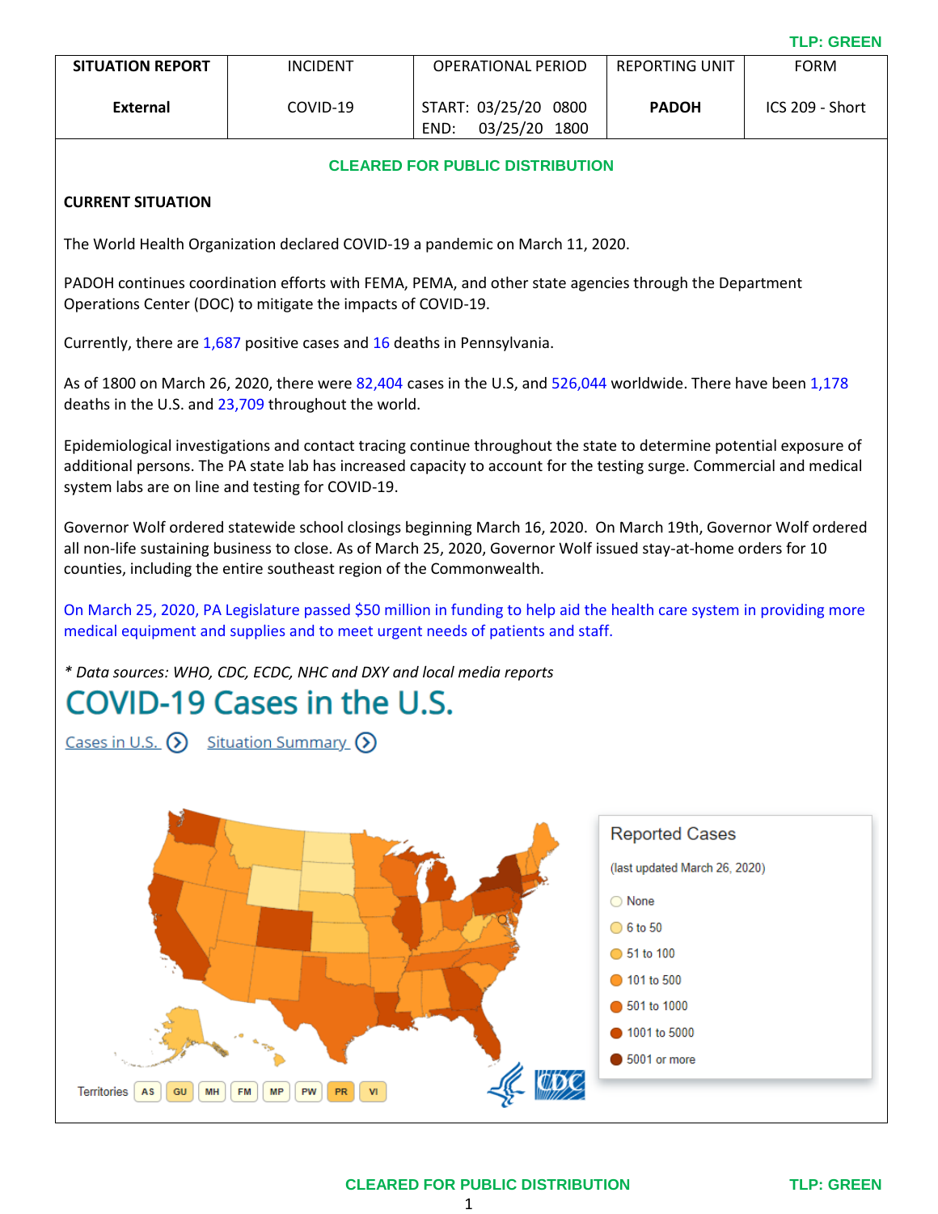TLP: GREEN

| SITUATION REPORT | INCIDENT | OPERATIONAL PERIOD | REPORTING UNIT | FORM |
| --- | --- | --- | --- | --- |
| **External** | COVID-19 | START: 03/25/20 0800<br>END: 03/25/20 1800 | **PADOH** | ICS 209 - Short |

**CLEARED FOR PUBLIC DISTRIBUTION**

**CURRENT SITUATION**

The World Health Organization declared COVID-19 a pandemic on March 11, 2020.

PADOH continues coordination efforts with FEMA, PEMA, and other state agencies through the Department Operations Center (DOC) to mitigate the impacts of COVID-19.

Currently, there are 1,687 positive cases and 16 deaths in Pennsylvania.

As of 1800 on March 26, 2020, there were 82,404 cases in the U.S, and 526,044 worldwide. There have been 1,178 deaths in the U.S. and 23,709 throughout the world.

Epidemiological investigations and contact tracing continue throughout the state to determine potential exposure of additional persons. The PA state lab has increased capacity to account for the testing surge. Commercial and medical system labs are on line and testing for COVID-19.

Governor Wolf ordered statewide school closings beginning March 16, 2020. On March 19th, Governor Wolf ordered all non-life sustaining business to close. As of March 25, 2020, Governor Wolf issued stay-at-home orders for 10 counties, including the entire southeast region of the Commonwealth.

On March 25, 2020, PA Legislature passed $50 million in funding to help aid the health care system in providing more medical equipment and supplies and to meet urgent needs of patients and staff.

*\* Data sources: WHO, CDC, ECDC, NHC and DXY and local media reports*

## COVID-19 Cases in the U.S.

Cases in U.S. Situation Summary

Reported Cases

(last updated March 26, 2020)

- None
- 6 to 50
- 51 to 100
- 101 to 500
- 501 to 1000
- 1001 to 5000
- 5001 or more

Territories: AS, GU, MH, FM, MP, PW, PR, VI

CLEARED FOR PUBLIC DISTRIBUTION

TLP: GREEN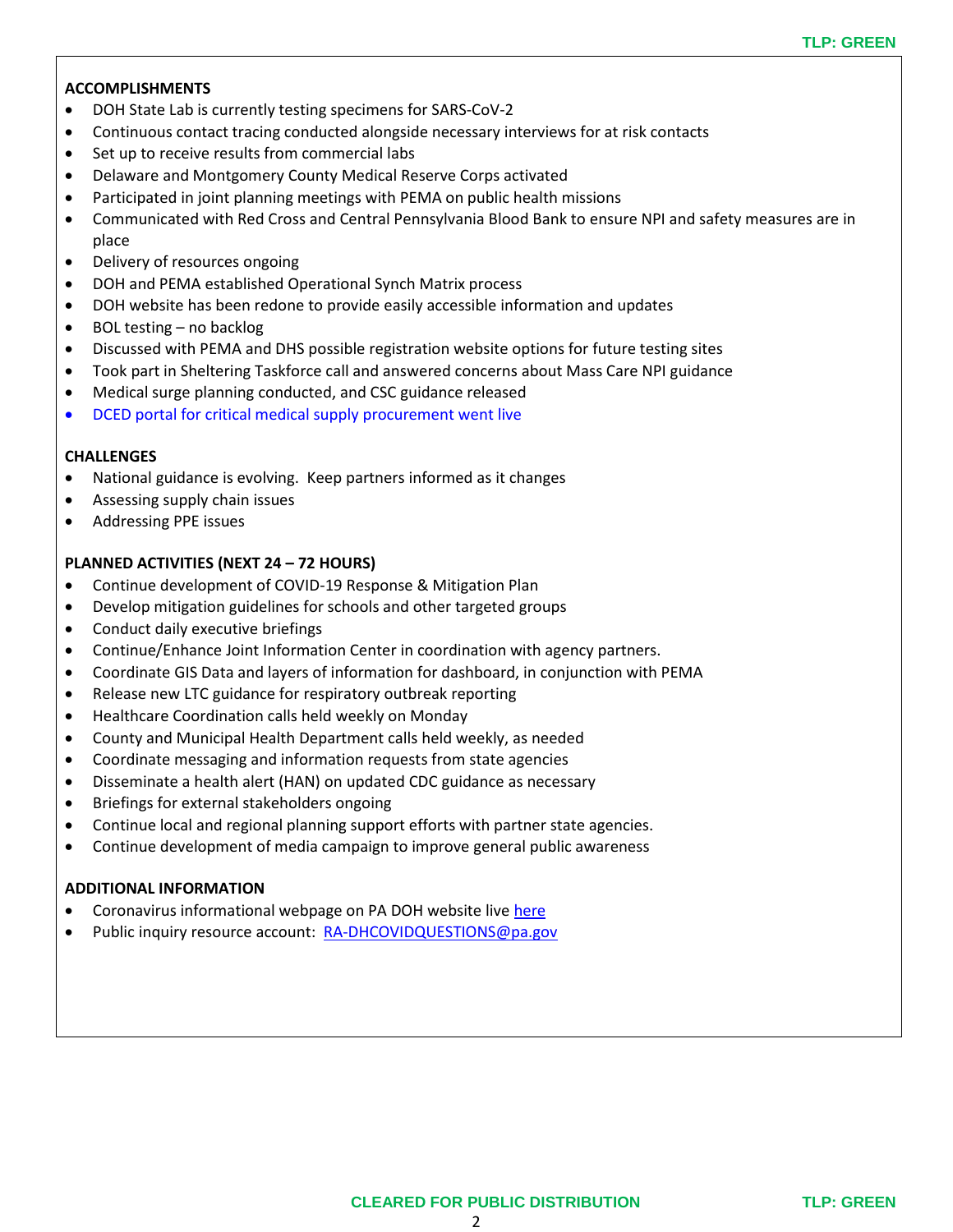**ACCOMPLISHMENTS**

- DOH State Lab is currently testing specimens for SARS-CoV-2
- Continuous contact tracing conducted alongside necessary interviews for at risk contacts
- Set up to receive results from commercial labs
- Delaware and Montgomery County Medical Reserve Corps activated
- Participated in joint planning meetings with PEMA on public health missions
- Communicated with Red Cross and Central Pennsylvania Blood Bank to ensure NPI and safety measures are in place
- Delivery of resources ongoing
- DOH and PEMA established Operational Synch Matrix process
- DOH website has been redone to provide easily accessible information and updates
- BOL testing – no backlog
- Discussed with PEMA and DHS possible registration website options for future testing sites
- Took part in Sheltering Taskforce call and answered concerns about Mass Care NPI guidance
- Medical surge planning conducted, and CSC guidance released
- DCED portal for critical medical supply procurement went live

**CHALLENGES**

- National guidance is evolving. Keep partners informed as it changes
- Assessing supply chain issues
- Addressing PPE issues

**PLANNED ACTIVITIES (NEXT 24 – 72 HOURS)**

- Continue development of COVID-19 Response & Mitigation Plan
- Develop mitigation guidelines for schools and other targeted groups
- Conduct daily executive briefings
- Continue/Enhance Joint Information Center in coordination with agency partners.
- Coordinate GIS Data and layers of information for dashboard, in conjunction with PEMA
- Release new LTC guidance for respiratory outbreak reporting
- Healthcare Coordination calls held weekly on Monday
- County and Municipal Health Department calls held weekly, as needed
- Coordinate messaging and information requests from state agencies
- Disseminate a health alert (HAN) on updated CDC guidance as necessary
- Briefings for external stakeholders ongoing
- Continue local and regional planning support efforts with partner state agencies.
- Continue development of media campaign to improve general public awareness

**ADDITIONAL INFORMATION**

- Coronavirus informational webpage on PA DOH website live here
- Public inquiry resource account: RA-DHCOVIDQUESTIONS@pa.gov